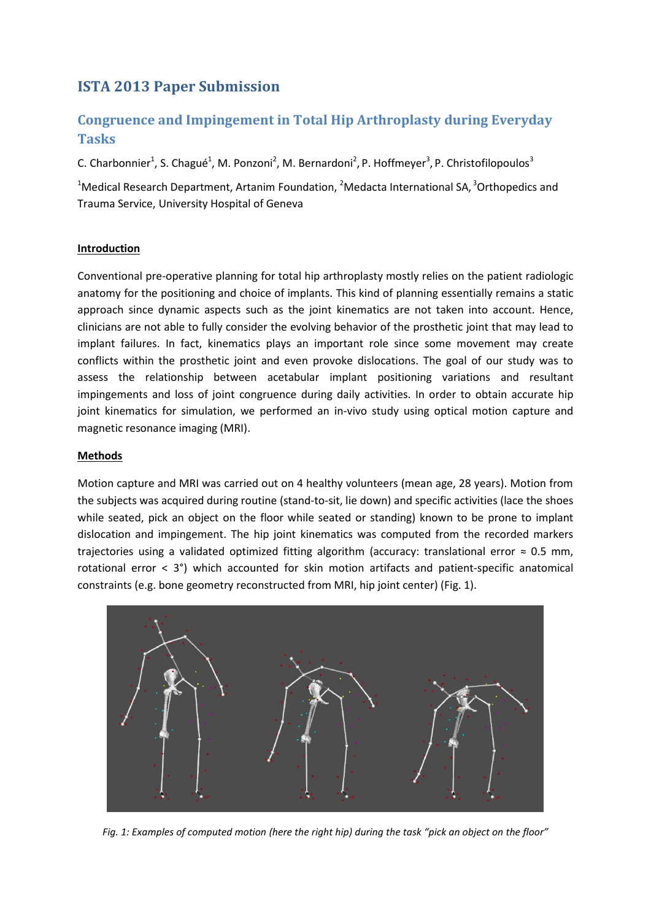# ISTA 2013 Paper Submission

## Congruence and Impingement in Total Hip Arthroplasty during Everyday Tasks

C. Charbonnier[1], S. Chagué[1], M. Ponzoni[2], M. Bernardoni[2], P. Hoffmeyer[3], P. Christofilopoulos[3]

[1]Medical Research Department, Artanim Foundation, [2]Medacta International SA, [3]Orthopedics and Trauma Service, University Hospital of Geneva

**Introduction**

Conventional pre-operative planning for total hip arthroplasty mostly relies on the patient radiologic anatomy for the positioning and choice of implants. This kind of planning essentially remains a static approach since dynamic aspects such as the joint kinematics are not taken into account. Hence, clinicians are not able to fully consider the evolving behavior of the prosthetic joint that may lead to implant failures. In fact, kinematics plays an important role since some movement may create conflicts within the prosthetic joint and even provoke dislocations. The goal of our study was to assess the relationship between acetabular implant positioning variations and resultant impingements and loss of joint congruence during daily activities. In order to obtain accurate hip joint kinematics for simulation, we performed an in-vivo study using optical motion capture and magnetic resonance imaging (MRI).

**Methods**

Motion capture and MRI was carried out on 4 healthy volunteers (mean age, 28 years). Motion from the subjects was acquired during routine (stand-to-sit, lie down) and specific activities (lace the shoes while seated, pick an object on the floor while seated or standing) known to be prone to implant dislocation and impingement. The hip joint kinematics was computed from the recorded markers trajectories using a validated optimized fitting algorithm (accuracy: translational error ≈ 0.5 mm, rotational error < 3°) which accounted for skin motion artifacts and patient-specific anatomical constraints (e.g. bone geometry reconstructed from MRI, hip joint center) (Fig. 1).

*Fig. 1: Examples of computed motion (here the right hip) during the task "pick an object on the floor"*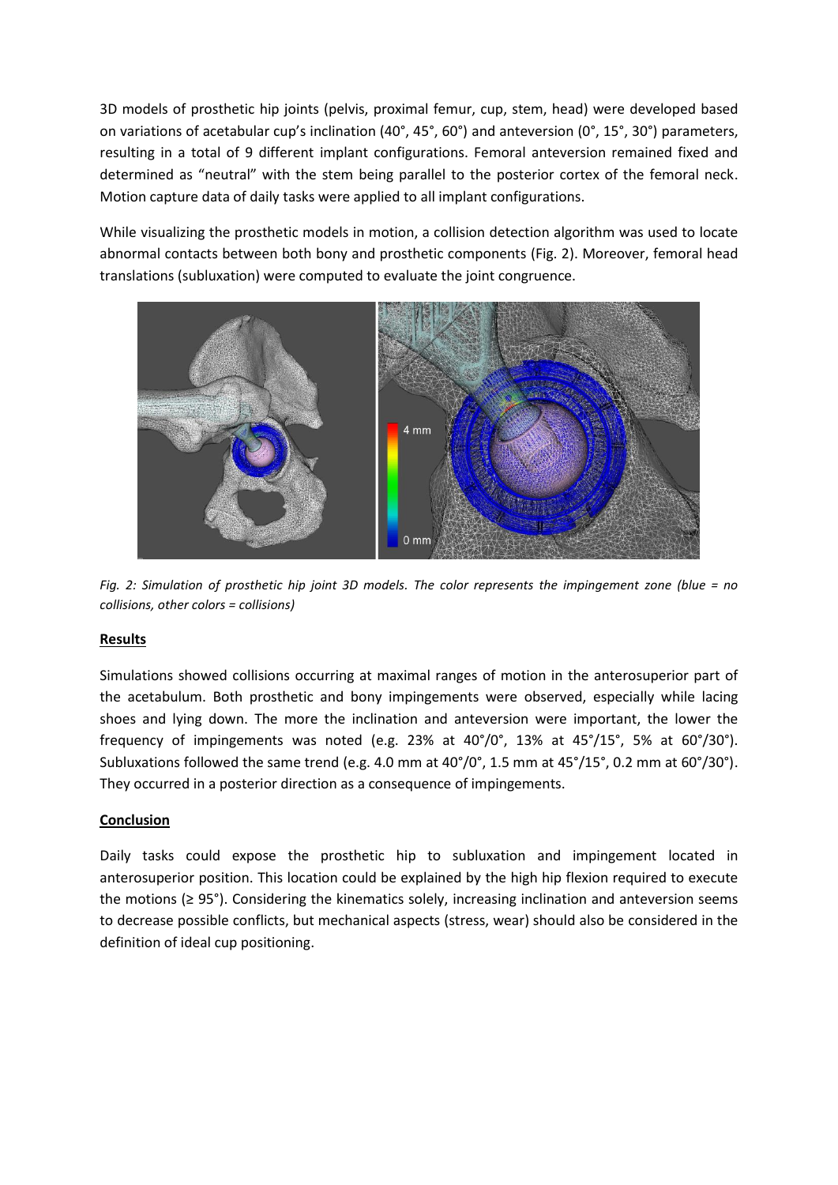3D models of prosthetic hip joints (pelvis, proximal femur, cup, stem, head) were developed based on variations of acetabular cup's inclination (40°, 45°, 60°) and anteversion (0°, 15°, 30°) parameters, resulting in a total of 9 different implant configurations. Femoral anteversion remained fixed and determined as "neutral" with the stem being parallel to the posterior cortex of the femoral neck. Motion capture data of daily tasks were applied to all implant configurations.

While visualizing the prosthetic models in motion, a collision detection algorithm was used to locate abnormal contacts between both bony and prosthetic components (Fig. 2). Moreover, femoral head translations (subluxation) were computed to evaluate the joint congruence.

4 mm

0 mm

*Fig. 2: Simulation of prosthetic hip joint 3D models. The color represents the impingement zone (blue = no collisions, other colors = collisions)*

**Results**

Simulations showed collisions occurring at maximal ranges of motion in the anterosuperior part of the acetabulum. Both prosthetic and bony impingements were observed, especially while lacing shoes and lying down. The more the inclination and anteversion were important, the lower the frequency of impingements was noted (e.g. 23% at 40°/0°, 13% at 45°/15°, 5% at 60°/30°). Subluxations followed the same trend (e.g. 4.0 mm at 40°/0°, 1.5 mm at 45°/15°, 0.2 mm at 60°/30°). They occurred in a posterior direction as a consequence of impingements.

**Conclusion**

Daily tasks could expose the prosthetic hip to subluxation and impingement located in anterosuperior position. This location could be explained by the high hip flexion required to execute the motions (≥ 95°). Considering the kinematics solely, increasing inclination and anteversion seems to decrease possible conflicts, but mechanical aspects (stress, wear) should also be considered in the definition of ideal cup positioning.